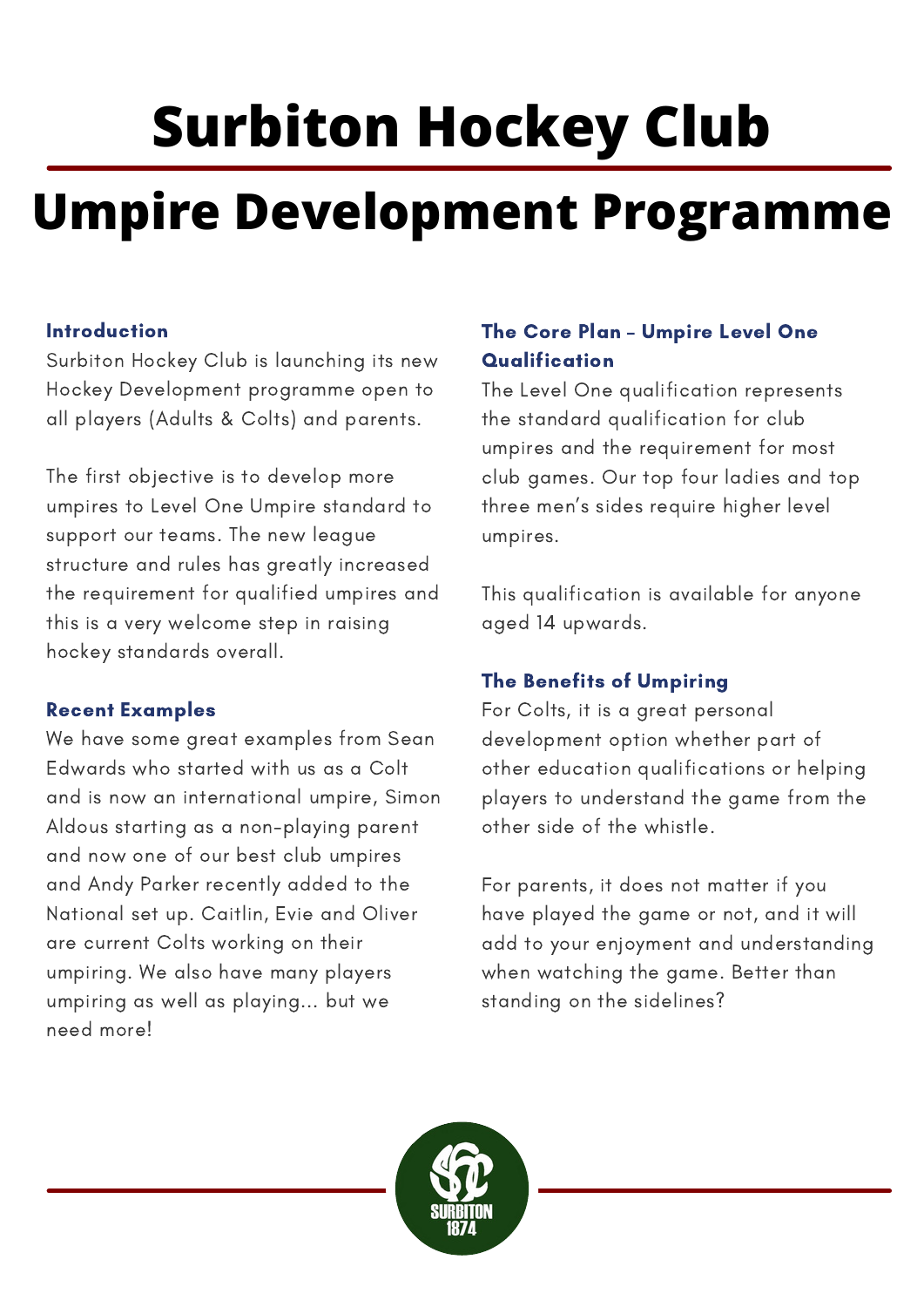# Surbiton Hockey Club

# Umpire Development Programme

### Introduction

Surbiton Hockey Club is launching its new Hockey Development programme open to all players (Adults & Colts) and parents.

The first objective is to develop more umpires to Level One Umpire standard to support our teams. The new league structure and rules has greatly increased the requirement for qualified umpires and this is a very welcome step in raising hockey standards overall.

### Recent Examples

We have some great examples from Sean Edwards who started with us as a Colt and is now an international umpire, Simon Aldous starting as a non-playing parent and now one of our best club umpires and Andy Parker recently added to the National set up. Caitlin, Evie and Oliver are current Colts working on their umpiring. We also have many players umpiring as well as playing... but we need more!

### The Core Plan - Umpire Level One Qualification

The Level One qualification represents the standard qualification for club umpires and the requirement for most club games. Our top four ladies and top three men's sides require higher level umpires.

This qualification is available for anyone aged 14 upwards.

### The Benefits of Umpiring

For Colts, it is a great personal development option whether part of other education qualifications or helping players to understand the game from the other side of the whistle.

For parents, it does not matter if you have played the game or not, and it will add to your enjoyment and understanding when watching the game. Better than standing on the sidelines?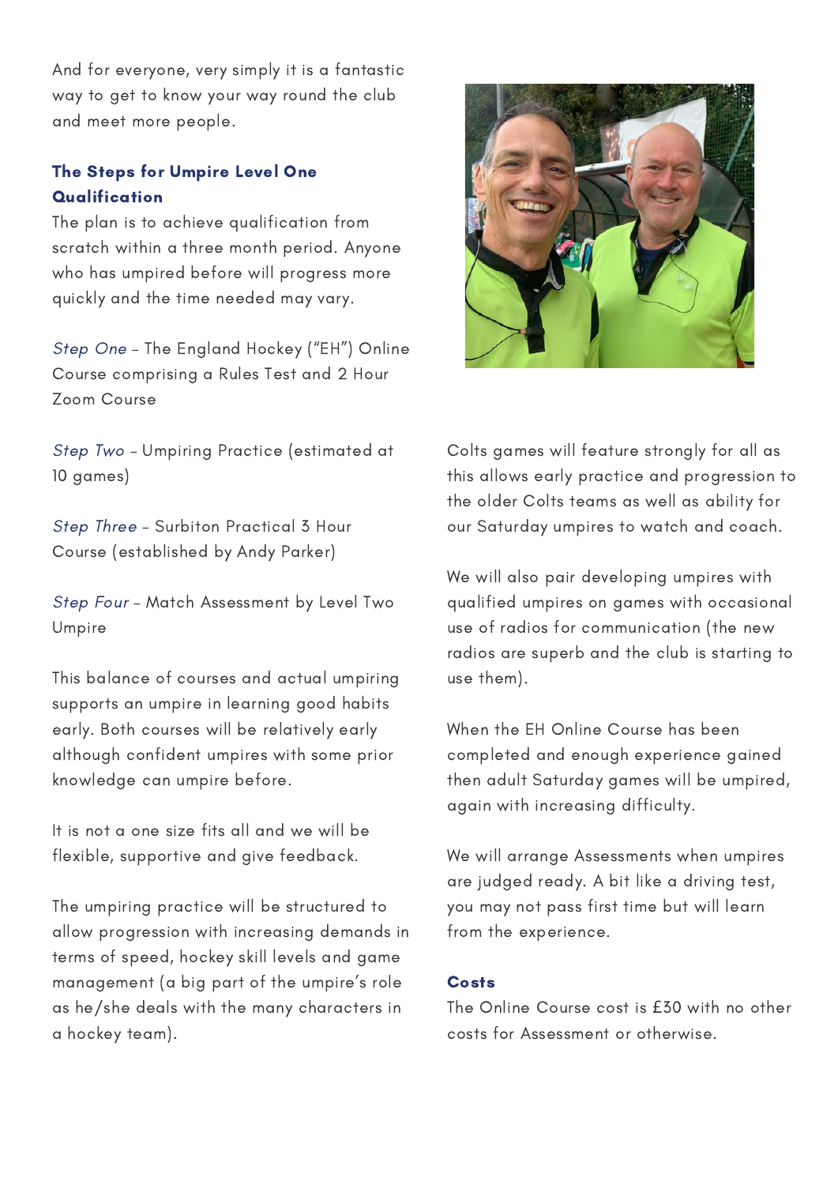And for everyone, very simply it is a fantastic way to get to know your way round the club and meet more people.

### The Steps for Umpire Level One Qualification

The plan is to achieve qualification from scratch within a three month period. Anyone who has umpired before will progress more quickly and the time needed may vary.

*Step One* – The England Hockey ("EH") Online Course comprising a Rules Test and 2 Hour Zoom Course

*Step Two* – Umpiring Practice (estimated at 10 games)

*Step Three* – Surbiton Practical 3 Hour Course (established by Andy Parker)

*Step Four* – Match Assessment by Level Two Umpire

This balance of courses and actual umpiring supports an umpire in learning good habits early. Both courses will be relatively early although confident umpires with some prior knowledge can umpire before.

It is not a one size fits all and we will be flexible, supportive and give feedback.

The umpiring practice will be structured to allow progression with increasing demands in terms of speed, hockey skill levels and game management (a big part of the umpire's role as he/she deals with the many characters in a hockey team).

Colts games will feature strongly for all as this allows early practice and progression to the older Colts teams as well as ability for our Saturday umpires to watch and coach.

We will also pair developing umpires with qualified umpires on games with occasional use of radios for communication (the new radios are superb and the club is starting to use them).

When the EH Online Course has been completed and enough experience gained then adult Saturday games will be umpired, again with increasing difficulty.

We will arrange Assessments when umpires are judged ready. A bit like a driving test, you may not pass first time but will learn from the experience.

### Costs

The Online Course cost is £30 with no other costs for Assessment or otherwise.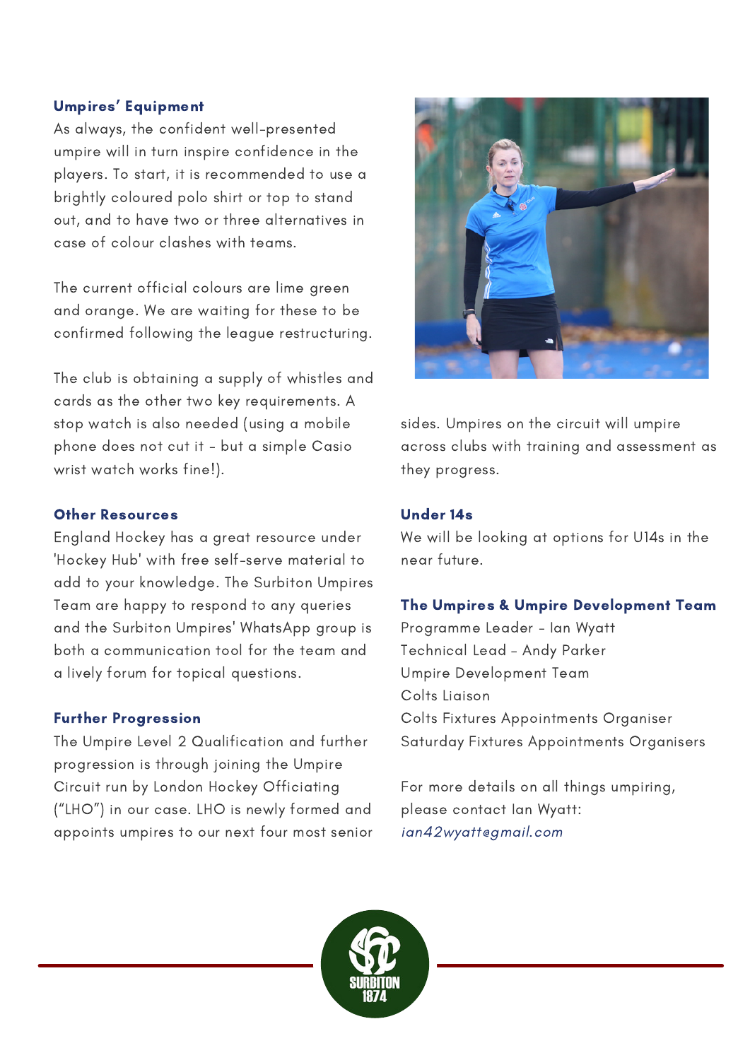### Umpires' Equipment

As always, the confident well-presented umpire will in turn inspire confidence in the players. To start, it is recommended to use a brightly coloured polo shirt or top to stand out, and to have two or three alternatives in case of colour clashes with teams.

The current official colours are lime green and orange. We are waiting for these to be confirmed following the league restructuring.

The club is obtaining a supply of whistles and cards as the other two key requirements. A stop watch is also needed (using a mobile phone does not cut it - but a simple Casio wrist watch works fine!).

### Other Resources

England Hockey has a great resource under 'Hockey Hub' with free self-serve material to add to your knowledge. The Surbiton Umpires Team are happy to respond to any queries and the Surbiton Umpires' WhatsApp group is both a communication tool for the team and a lively forum for topical questions.

### Further Progression

The Umpire Level 2 Qualification and further progression is through joining the Umpire Circuit run by London Hockey Officiating ("LHO") in our case. LHO is newly formed and appoints umpires to our next four most senior sides. Umpires on the circuit will umpire across clubs with training and assessment as they progress.

### Under 14s

We will be looking at options for U14s in the near future.

### The Umpires & Umpire Development Team

Programme Leader - Ian Wyatt
Technical Lead - Andy Parker
Umpire Development Team
Colts Liaison
Colts Fixtures Appointments Organiser
Saturday Fixtures Appointments Organisers

For more details on all things umpiring, please contact Ian Wyatt:
*ian42wyatt@gmail.com*